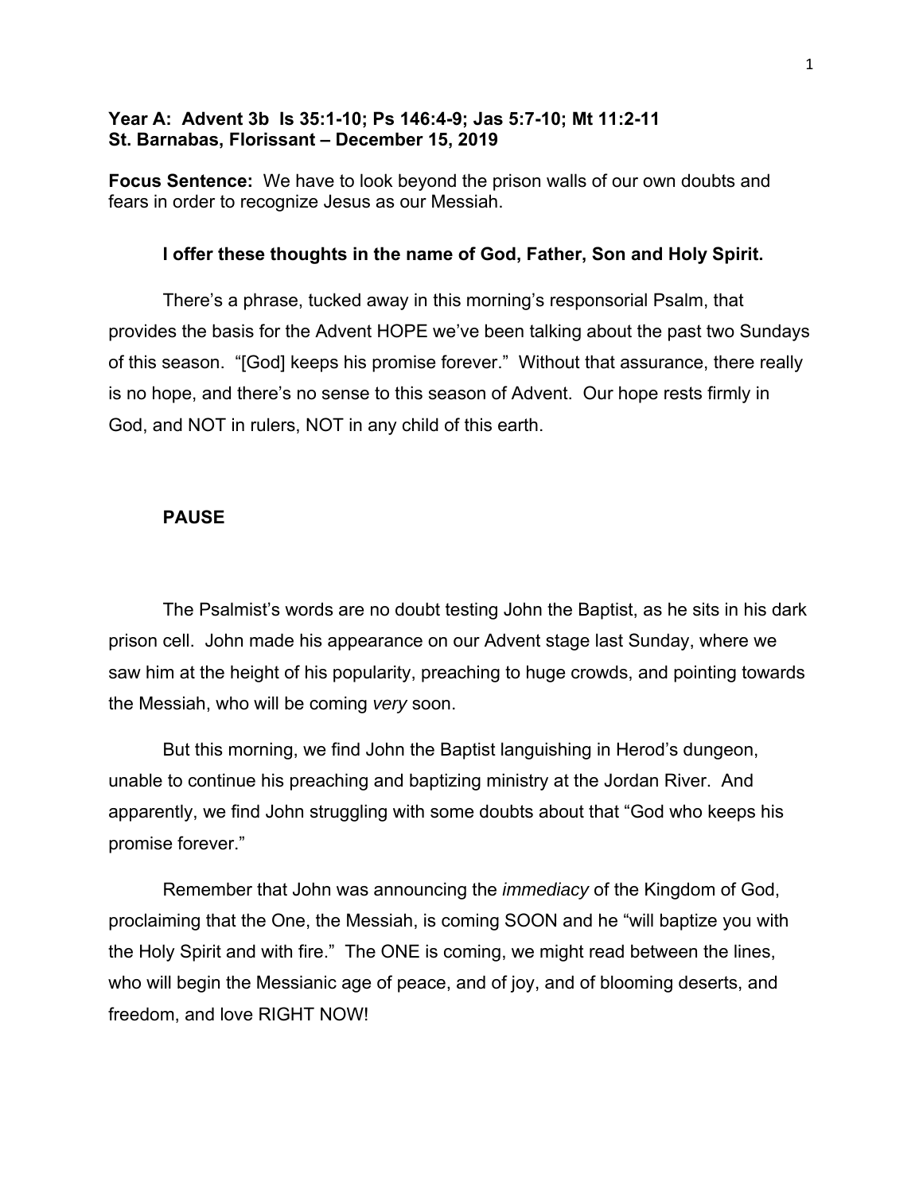**Year A: Advent 3b Is 35:1-10; Ps 146:4-9; Jas 5:7-10; Mt 11:2-11**
**St. Barnabas, Florissant – December 15, 2019**

**Focus Sentence:** We have to look beyond the prison walls of our own doubts and fears in order to recognize Jesus as our Messiah.

**I offer these thoughts in the name of God, Father, Son and Holy Spirit.**

There's a phrase, tucked away in this morning's responsorial Psalm, that provides the basis for the Advent HOPE we've been talking about the past two Sundays of this season. "[God] keeps his promise forever." Without that assurance, there really is no hope, and there's no sense to this season of Advent. Our hope rests firmly in God, and NOT in rulers, NOT in any child of this earth.

**PAUSE**

The Psalmist's words are no doubt testing John the Baptist, as he sits in his dark prison cell. John made his appearance on our Advent stage last Sunday, where we saw him at the height of his popularity, preaching to huge crowds, and pointing towards the Messiah, who will be coming *very* soon.

But this morning, we find John the Baptist languishing in Herod's dungeon, unable to continue his preaching and baptizing ministry at the Jordan River. And apparently, we find John struggling with some doubts about that "God who keeps his promise forever."

Remember that John was announcing the *immediacy* of the Kingdom of God, proclaiming that the One, the Messiah, is coming SOON and he "will baptize you with the Holy Spirit and with fire." The ONE is coming, we might read between the lines, who will begin the Messianic age of peace, and of joy, and of blooming deserts, and freedom, and love RIGHT NOW!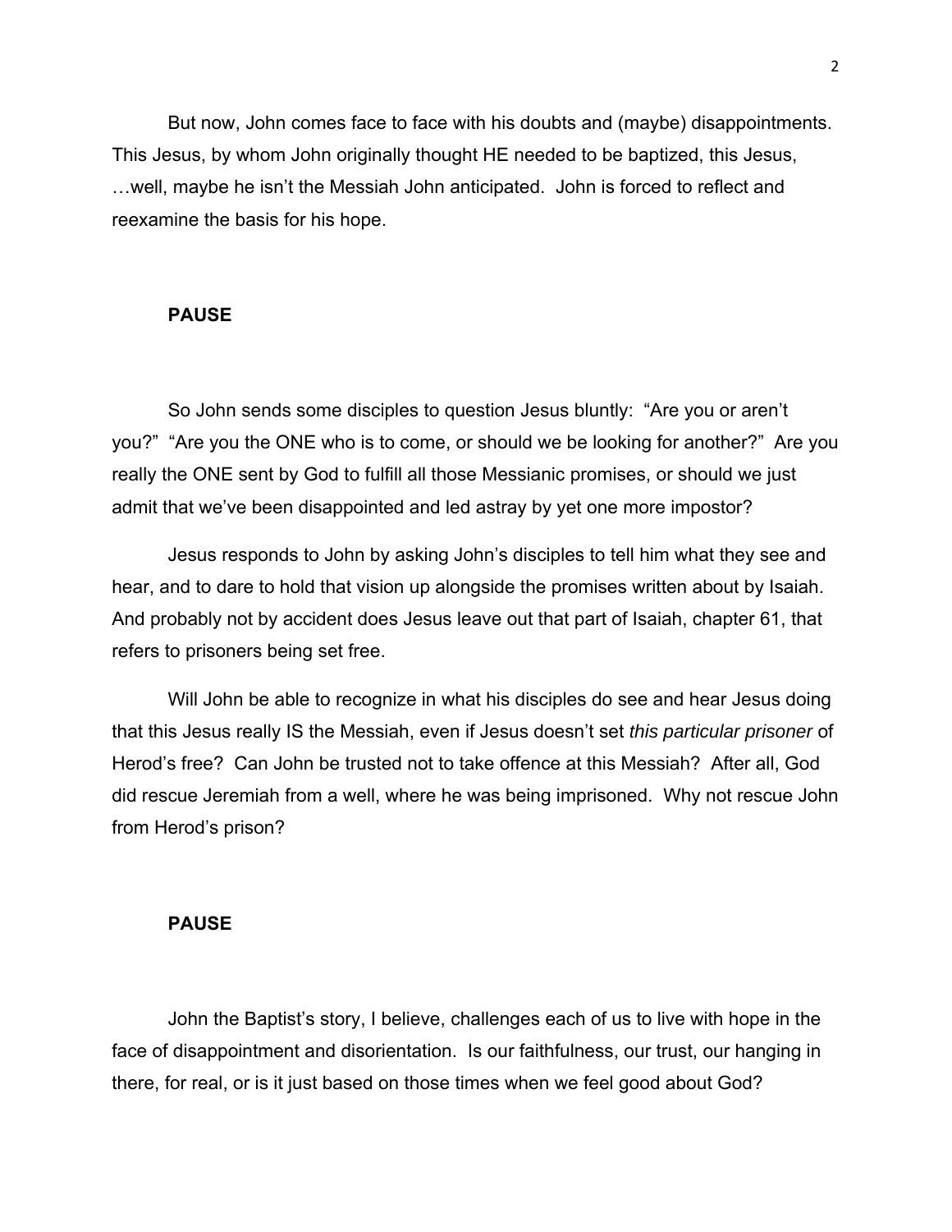But now, John comes face to face with his doubts and (maybe) disappointments. This Jesus, by whom John originally thought HE needed to be baptized, this Jesus, …well, maybe he isn't the Messiah John anticipated. John is forced to reflect and reexamine the basis for his hope.

**PAUSE**

So John sends some disciples to question Jesus bluntly: "Are you or aren't you?" "Are you the ONE who is to come, or should we be looking for another?" Are you really the ONE sent by God to fulfill all those Messianic promises, or should we just admit that we've been disappointed and led astray by yet one more impostor?

Jesus responds to John by asking John's disciples to tell him what they see and hear, and to dare to hold that vision up alongside the promises written about by Isaiah. And probably not by accident does Jesus leave out that part of Isaiah, chapter 61, that refers to prisoners being set free.

Will John be able to recognize in what his disciples do see and hear Jesus doing that this Jesus really IS the Messiah, even if Jesus doesn't set *this particular prisoner* of Herod's free? Can John be trusted not to take offence at this Messiah? After all, God did rescue Jeremiah from a well, where he was being imprisoned. Why not rescue John from Herod's prison?

**PAUSE**

John the Baptist's story, I believe, challenges each of us to live with hope in the face of disappointment and disorientation. Is our faithfulness, our trust, our hanging in there, for real, or is it just based on those times when we feel good about God?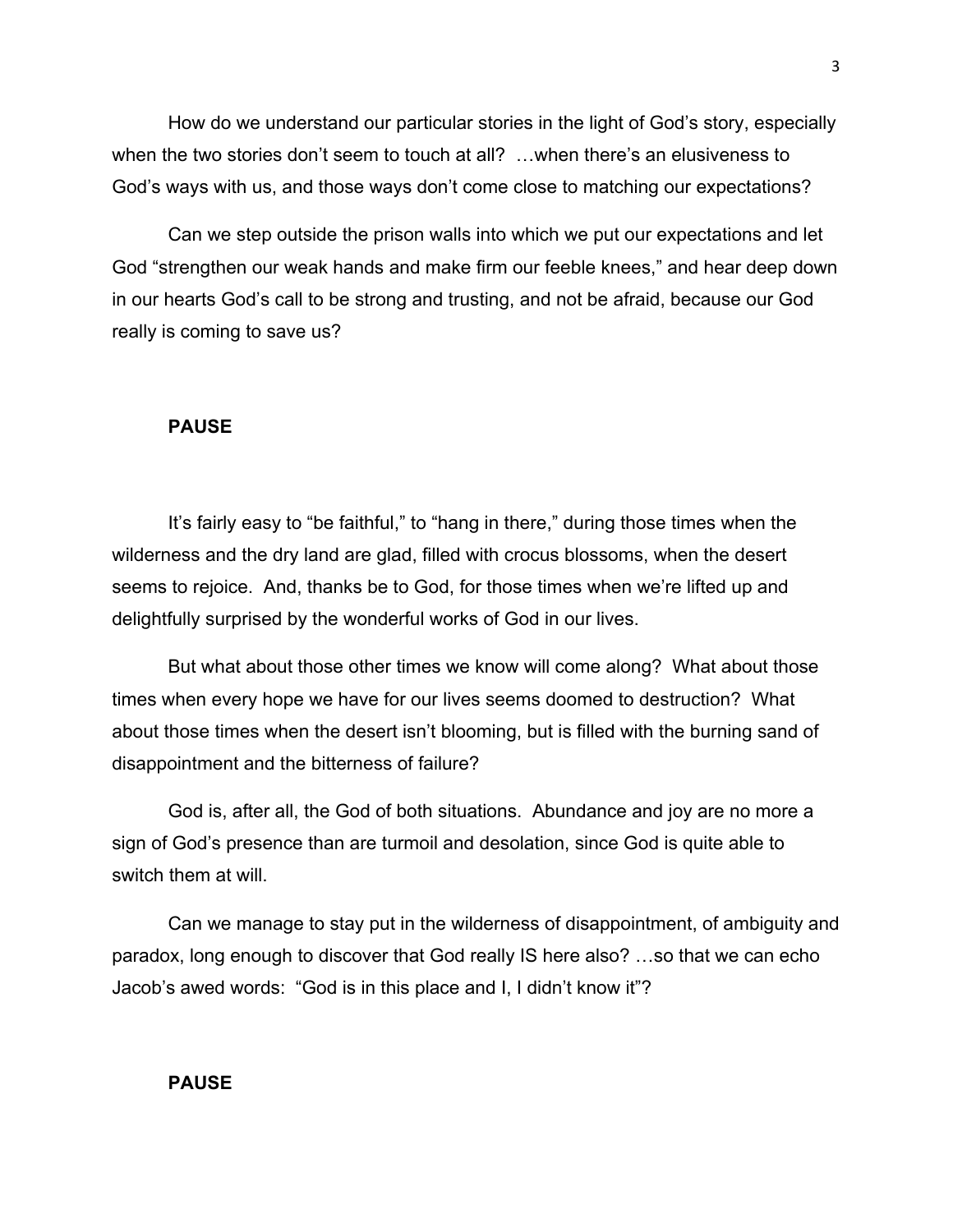How do we understand our particular stories in the light of God's story, especially when the two stories don't seem to touch at all? …when there's an elusiveness to God's ways with us, and those ways don't come close to matching our expectations?

Can we step outside the prison walls into which we put our expectations and let God "strengthen our weak hands and make firm our feeble knees," and hear deep down in our hearts God's call to be strong and trusting, and not be afraid, because our God really is coming to save us?

**PAUSE**

It's fairly easy to "be faithful," to "hang in there," during those times when the wilderness and the dry land are glad, filled with crocus blossoms, when the desert seems to rejoice. And, thanks be to God, for those times when we're lifted up and delightfully surprised by the wonderful works of God in our lives.

But what about those other times we know will come along? What about those times when every hope we have for our lives seems doomed to destruction? What about those times when the desert isn't blooming, but is filled with the burning sand of disappointment and the bitterness of failure?

God is, after all, the God of both situations. Abundance and joy are no more a sign of God's presence than are turmoil and desolation, since God is quite able to switch them at will.

Can we manage to stay put in the wilderness of disappointment, of ambiguity and paradox, long enough to discover that God really IS here also? …so that we can echo Jacob's awed words: "God is in this place and I, I didn't know it"?

**PAUSE**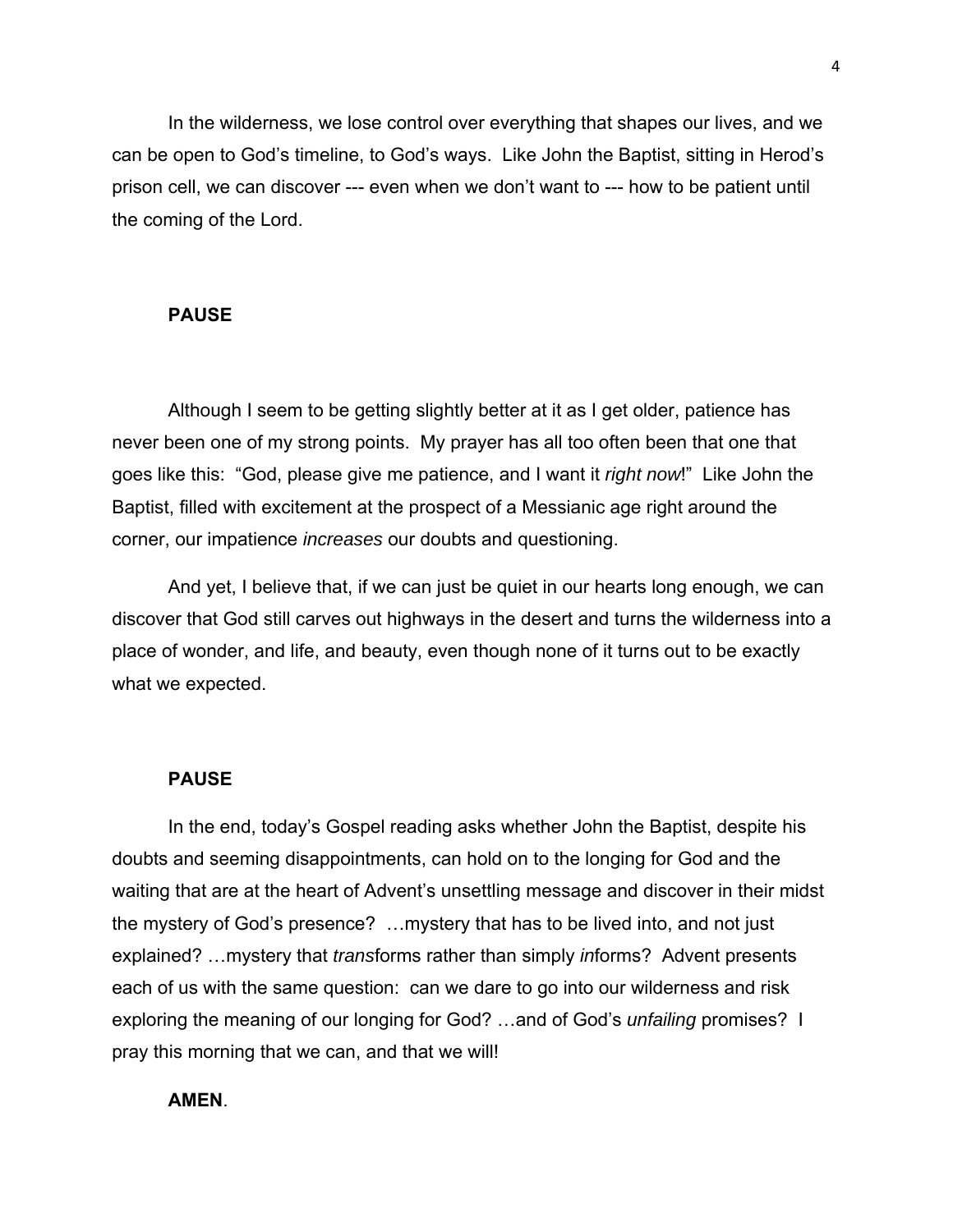In the wilderness, we lose control over everything that shapes our lives, and we can be open to God's timeline, to God's ways. Like John the Baptist, sitting in Herod's prison cell, we can discover --- even when we don't want to --- how to be patient until the coming of the Lord.

**PAUSE**

Although I seem to be getting slightly better at it as I get older, patience has never been one of my strong points. My prayer has all too often been that one that goes like this: "God, please give me patience, and I want it *right now*!" Like John the Baptist, filled with excitement at the prospect of a Messianic age right around the corner, our impatience *increases* our doubts and questioning.

And yet, I believe that, if we can just be quiet in our hearts long enough, we can discover that God still carves out highways in the desert and turns the wilderness into a place of wonder, and life, and beauty, even though none of it turns out to be exactly what we expected.

**PAUSE**

In the end, today's Gospel reading asks whether John the Baptist, despite his doubts and seeming disappointments, can hold on to the longing for God and the waiting that are at the heart of Advent's unsettling message and discover in their midst the mystery of God's presence? …mystery that has to be lived into, and not just explained? …mystery that *trans*forms rather than simply *in*forms? Advent presents each of us with the same question: can we dare to go into our wilderness and risk exploring the meaning of our longing for God? …and of God's *unfailing* promises? I pray this morning that we can, and that we will!

**AMEN**.